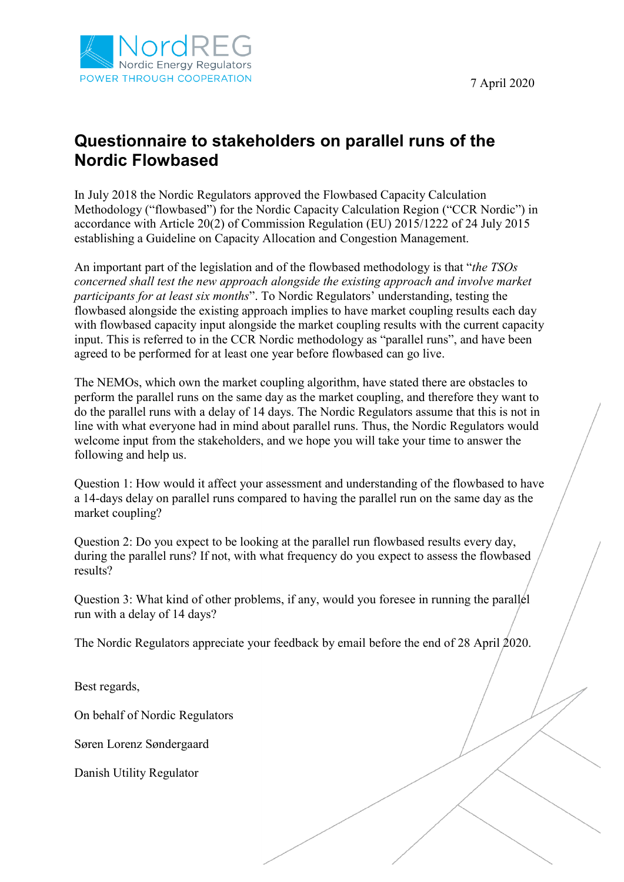NordREG
Nordic Energy Regulators
POWER THROUGH COOPERATION

7 April 2020

# Questionnaire to stakeholders on parallel runs of the Nordic Flowbased

In July 2018 the Nordic Regulators approved the Flowbased Capacity Calculation Methodology ("flowbased") for the Nordic Capacity Calculation Region ("CCR Nordic") in accordance with Article 20(2) of Commission Regulation (EU) 2015/1222 of 24 July 2015 establishing a Guideline on Capacity Allocation and Congestion Management.

An important part of the legislation and of the flowbased methodology is that "*the TSOs concerned shall test the new approach alongside the existing approach and involve market participants for at least six months*". To Nordic Regulators' understanding, testing the flowbased alongside the existing approach implies to have market coupling results each day with flowbased capacity input alongside the market coupling results with the current capacity input. This is referred to in the CCR Nordic methodology as "parallel runs", and have been agreed to be performed for at least one year before flowbased can go live.

The NEMOs, which own the market coupling algorithm, have stated there are obstacles to perform the parallel runs on the same day as the market coupling, and therefore they want to do the parallel runs with a delay of 14 days. The Nordic Regulators assume that this is not in line with what everyone had in mind about parallel runs. Thus, the Nordic Regulators would welcome input from the stakeholders, and we hope you will take your time to answer the following and help us.

Question 1: How would it affect your assessment and understanding of the flowbased to have a 14-days delay on parallel runs compared to having the parallel run on the same day as the market coupling?

Question 2: Do you expect to be looking at the parallel run flowbased results every day, during the parallel runs? If not, with what frequency do you expect to assess the flowbased results?

Question 3: What kind of other problems, if any, would you foresee in running the parallel run with a delay of 14 days?

The Nordic Regulators appreciate your feedback by email before the end of 28 April 2020.

Best regards,

On behalf of Nordic Regulators

Søren Lorenz Søndergaard

Danish Utility Regulator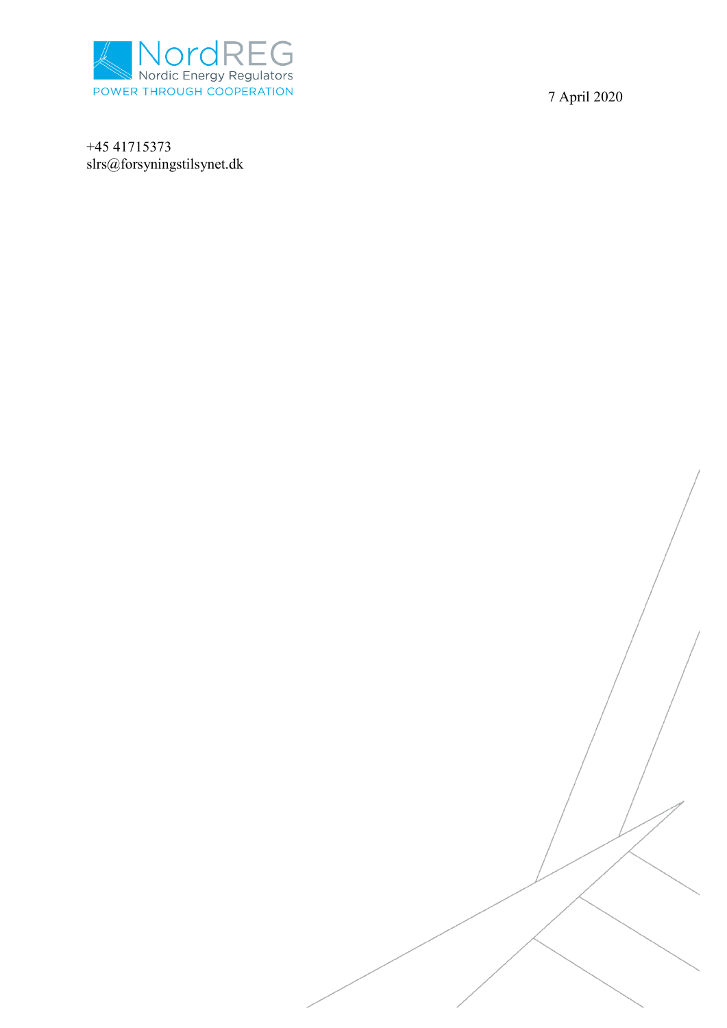NordREG
Nordic Energy Regulators
POWER THROUGH COOPERATION

7 April 2020

+45 41715373
slrs@forsyningstilsynet.dk